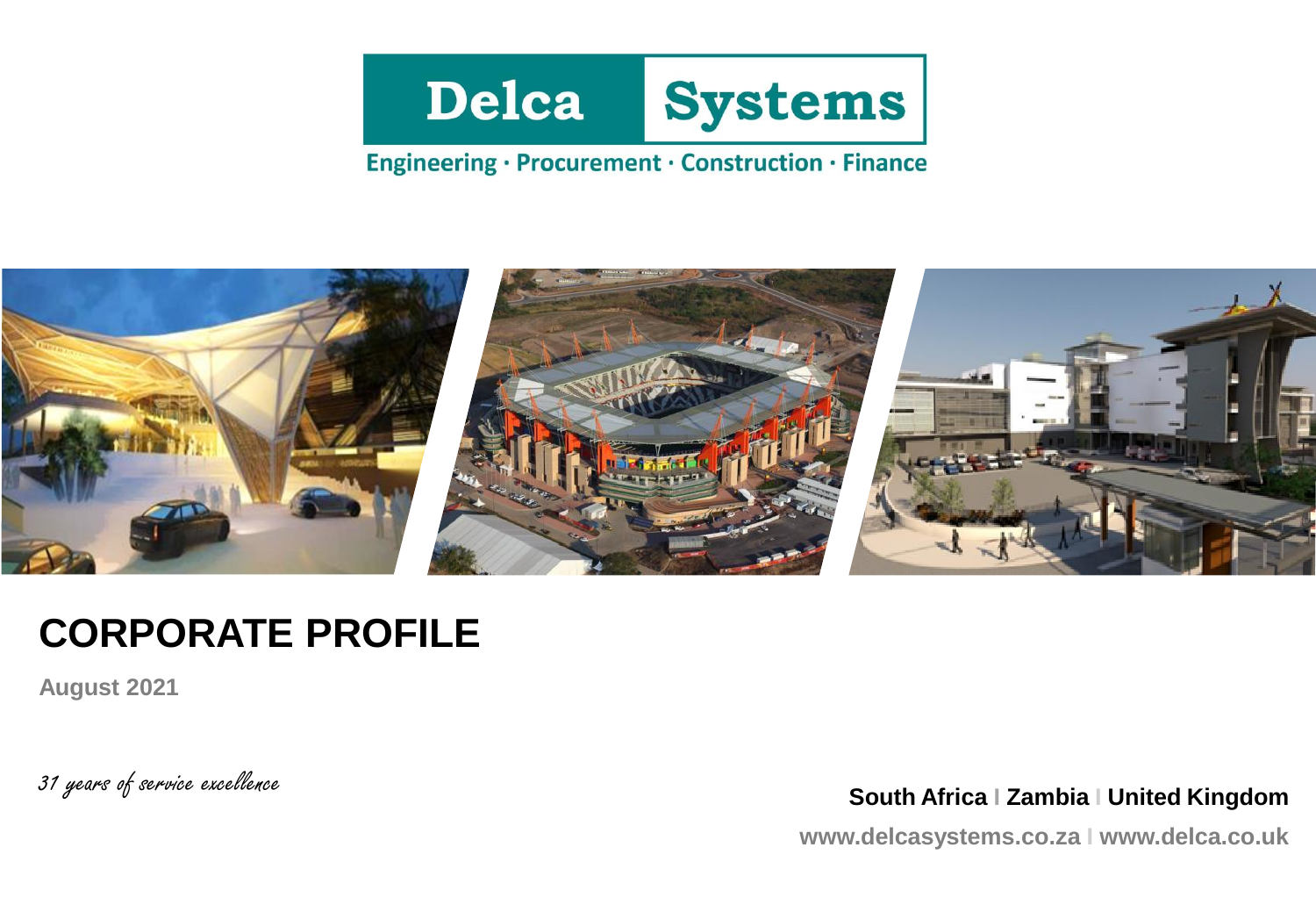# Delca Systems

Engineering · Procurement · Construction · Finance

# CORPORATE PROFILE

**August 2021**

*31 years of service excellence*

**South Africa | Zambia | United Kingdom**

**www.delcasystems.co.za | www.delca.co.uk**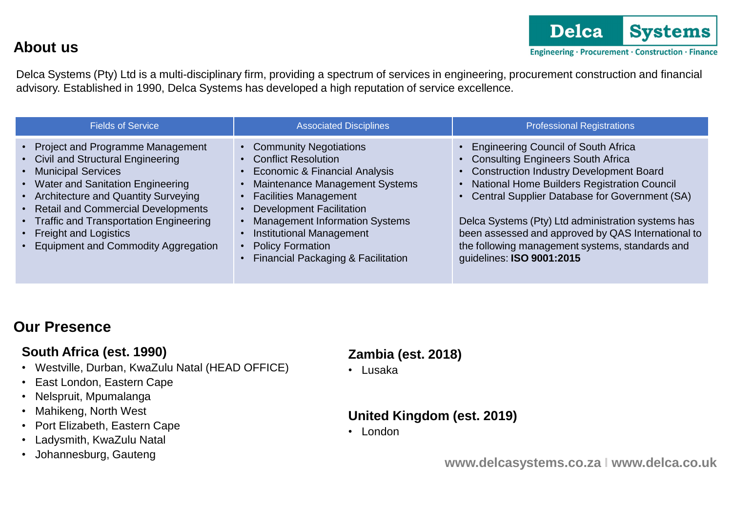Delca Systems

Engineering · Procurement · Construction · Finance

## About us

Delca Systems (Pty) Ltd is a multi-disciplinary firm, providing a spectrum of services in engineering, procurement construction and financial advisory. Established in 1990, Delca Systems has developed a high reputation of service excellence.

| Fields of Service | Associated Disciplines | Professional Registrations |
|---|---|---|
| • Project and Programme Management<br>• Civil and Structural Engineering<br>• Municipal Services<br>• Water and Sanitation Engineering<br>• Architecture and Quantity Surveying<br>• Retail and Commercial Developments<br>• Traffic and Transportation Engineering<br>• Freight and Logistics<br>• Equipment and Commodity Aggregation | • Community Negotiations<br>• Conflict Resolution<br>• Economic & Financial Analysis<br>• Maintenance Management Systems<br>• Facilities Management<br>• Development Facilitation<br>• Management Information Systems<br>• Institutional Management<br>• Policy Formation<br>• Financial Packaging & Facilitation | • Engineering Council of South Africa<br>• Consulting Engineers South Africa<br>• Construction Industry Development Board<br>• National Home Builders Registration Council<br>• Central Supplier Database for Government (SA)<br><br>Delca Systems (Pty) Ltd administration systems has been assessed and approved by QAS International to the following management systems, standards and guidelines: **ISO 9001:2015** |

## Our Presence

### South Africa (est. 1990)

- Westville, Durban, KwaZulu Natal (HEAD OFFICE)
- East London, Eastern Cape
- Nelspruit, Mpumalanga
- Mahikeng, North West
- Port Elizabeth, Eastern Cape
- Ladysmith, KwaZulu Natal
- Johannesburg, Gauteng

### Zambia (est. 2018)

- Lusaka

### United Kingdom (est. 2019)

- London

www.delcasystems.co.za I www.delca.co.uk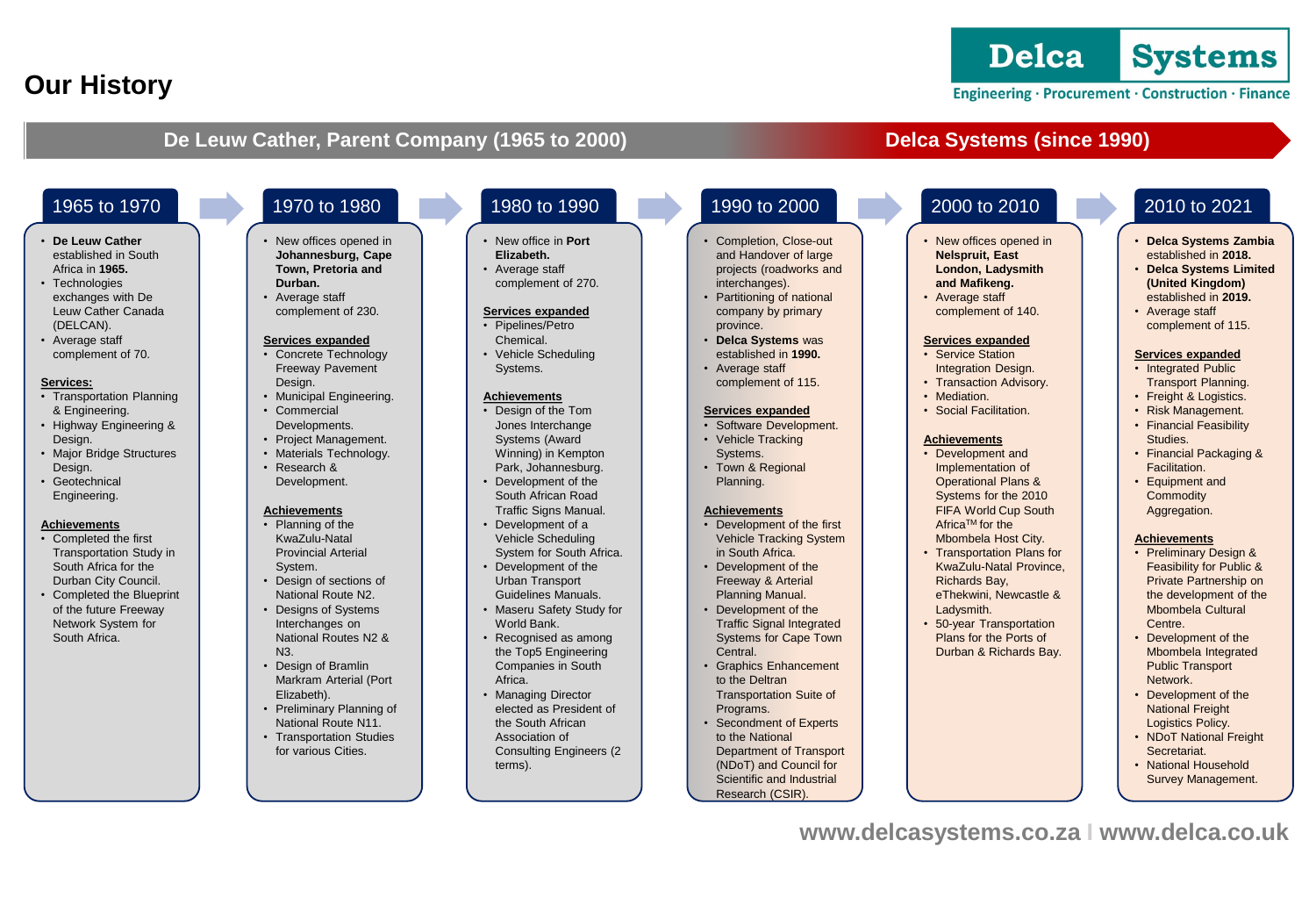# Our History

**Delca Systems**
Engineering · Procurement · Construction · Finance

## De Leuw Cather, Parent Company (1965 to 2000)

## Delca Systems (since 1990)

### 1965 to 1970

- **De Leuw Cather** established in South Africa in **1965.**
- Technologies exchanges with De Leuw Cather Canada (DELCAN).
- Average staff complement of 70.

**Services:**

- Transportation Planning & Engineering.
- Highway Engineering & Design.
- Major Bridge Structures Design.
- Geotechnical Engineering.

**Achievements**

- Completed the first Transportation Study in South Africa for the Durban City Council.
- Completed the Blueprint of the future Freeway Network System for South Africa.

### 1970 to 1980

- New offices opened in **Johannesburg, Cape Town, Pretoria and Durban.**
- Average staff complement of 230.

**Services expanded**

- Concrete Technology Freeway Pavement Design.
- Municipal Engineering.
- Commercial Developments.
- Project Management.
- Materials Technology.
- Research & Development.

**Achievements**

- Planning of the KwaZulu-Natal Provincial Arterial System.
- Design of sections of National Route N2.
- Designs of Systems Interchanges on National Routes N2 & N3.
- Design of Bramlin Markram Arterial (Port Elizabeth).
- Preliminary Planning of National Route N11.
- Transportation Studies for various Cities.

### 1980 to 1990

- New office in **Port Elizabeth.**
- Average staff complement of 270.

**Services expanded**

- Pipelines/Petro Chemical.
- Vehicle Scheduling Systems.

**Achievements**

- Design of the Tom Jones Interchange Systems (Award Winning) in Kempton Park, Johannesburg.
- Development of the South African Road Traffic Signs Manual.
- Development of a Vehicle Scheduling System for South Africa.
- Development of the Urban Transport Guidelines Manuals.
- Maseru Safety Study for World Bank.
- Recognised as among the Top5 Engineering Companies in South Africa.
- Managing Director elected as President of the South African Association of Consulting Engineers (2 terms).

### 1990 to 2000

- Completion, Close-out and Handover of large projects (roadworks and interchanges).
- Partitioning of national company by primary province.
- **Delca Systems** was established in **1990.**
- Average staff complement of 115.

**Services expanded**

- Software Development.
- Vehicle Tracking Systems.
- Town & Regional Planning.

**Achievements**

- Development of the first Vehicle Tracking System in South Africa.
- Development of the Freeway & Arterial Planning Manual.
- Development of the Traffic Signal Integrated Systems for Cape Town Central.
- Graphics Enhancement to the Deltran Transportation Suite of Programs.
- Secondment of Experts to the National Department of Transport (NDoT) and Council for Scientific and Industrial Research (CSIR).

### 2000 to 2010

- New offices opened in **Nelspruit, East London, Ladysmith and Mafikeng.**
- Average staff complement of 140.

**Services expanded**

- Service Station Integration Design.
- Transaction Advisory.
- Mediation.
- Social Facilitation.

**Achievements**

- Development and Implementation of Operational Plans & Systems for the 2010 FIFA World Cup South Africa™ for the Mbombela Host City.
- Transportation Plans for KwaZulu-Natal Province, Richards Bay, eThekwini, Newcastle & Ladysmith.
- 50-year Transportation Plans for the Ports of Durban & Richards Bay.

### 2010 to 2021

- **Delca Systems Zambia** established in **2018.**
- **Delca Systems Limited (United Kingdom)** established in **2019.**
- Average staff complement of 115.

**Services expanded**

- Integrated Public Transport Planning.
- Freight & Logistics.
- Risk Management.
- Financial Feasibility Studies.
- Financial Packaging & Facilitation.
- Equipment and Commodity Aggregation.

**Achievements**

- Preliminary Design & Feasibility for Public & Private Partnership on the development of the Mbombela Cultural Centre.
- Development of the Mbombela Integrated Public Transport Network.
- Development of the National Freight Logistics Policy.
- NDoT National Freight Secretariat.
- National Household Survey Management.

www.delcasystems.co.za I www.delca.co.uk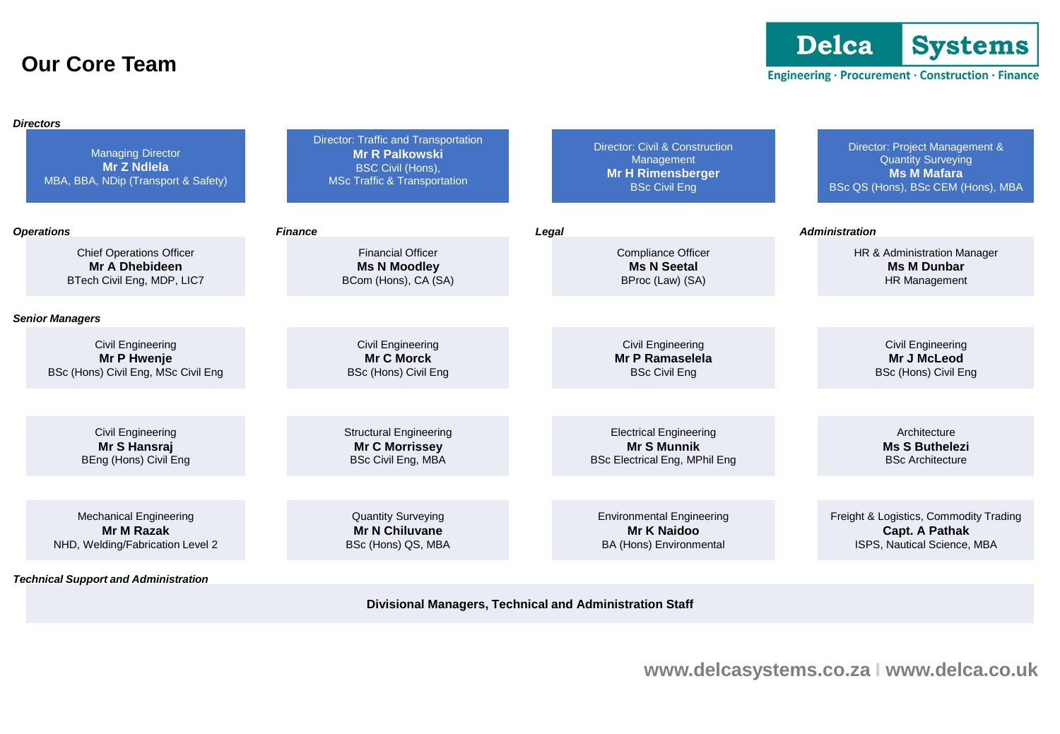# Our Core Team

Delca Systems
Engineering · Procurement · Construction · Finance

### *Directors*

| | | | |
|---|---|---|---|
| Managing Director<br>**Mr Z Ndlela**<br>MBA, BBA, NDip (Transport & Safety) | Director: Traffic and Transportation<br>**Mr R Palkowski**<br>BSC Civil (Hons),<br>MSc Traffic & Transportation | Director: Civil & Construction Management<br>**Mr H Rimensberger**<br>BSc Civil Eng | Director: Project Management & Quantity Surveying<br>**Ms M Mafara**<br>BSc QS (Hons), BSc CEM (Hons), MBA |

| *Operations* | *Finance* | *Legal* | *Administration* |
|---|---|---|---|
| Chief Operations Officer<br>**Mr A Dhebideen**<br>BTech Civil Eng, MDP, LIC7 | Financial Officer<br>**Ms N Moodley**<br>BCom (Hons), CA (SA) | Compliance Officer<br>**Ms N Seetal**<br>BProc (Law) (SA) | HR & Administration Manager<br>**Ms M Dunbar**<br>HR Management |

### *Senior Managers*

| | | | |
|---|---|---|---|
| Civil Engineering<br>**Mr P Hwenje**<br>BSc (Hons) Civil Eng, MSc Civil Eng | Civil Engineering<br>**Mr C Morck**<br>BSc (Hons) Civil Eng | Civil Engineering<br>**Mr P Ramaselela**<br>BSc Civil Eng | Civil Engineering<br>**Mr J McLeod**<br>BSc (Hons) Civil Eng |
| Civil Engineering<br>**Mr S Hansraj**<br>BEng (Hons) Civil Eng | Structural Engineering<br>**Mr C Morrissey**<br>BSc Civil Eng, MBA | Electrical Engineering<br>**Mr S Munnik**<br>BSc Electrical Eng, MPhil Eng | Architecture<br>**Ms S Buthelezi**<br>BSc Architecture |
| Mechanical Engineering<br>**Mr M Razak**<br>NHD, Welding/Fabrication Level 2 | Quantity Surveying<br>**Mr N Chiluvane**<br>BSc (Hons) QS, MBA | Environmental Engineering<br>**Mr K Naidoo**<br>BA (Hons) Environmental | Freight & Logistics, Commodity Trading<br>**Capt. A Pathak**<br>ISPS, Nautical Science, MBA |

### *Technical Support and Administration*

**Divisional Managers, Technical and Administration Staff**

www.delcasystems.co.za I www.delca.co.uk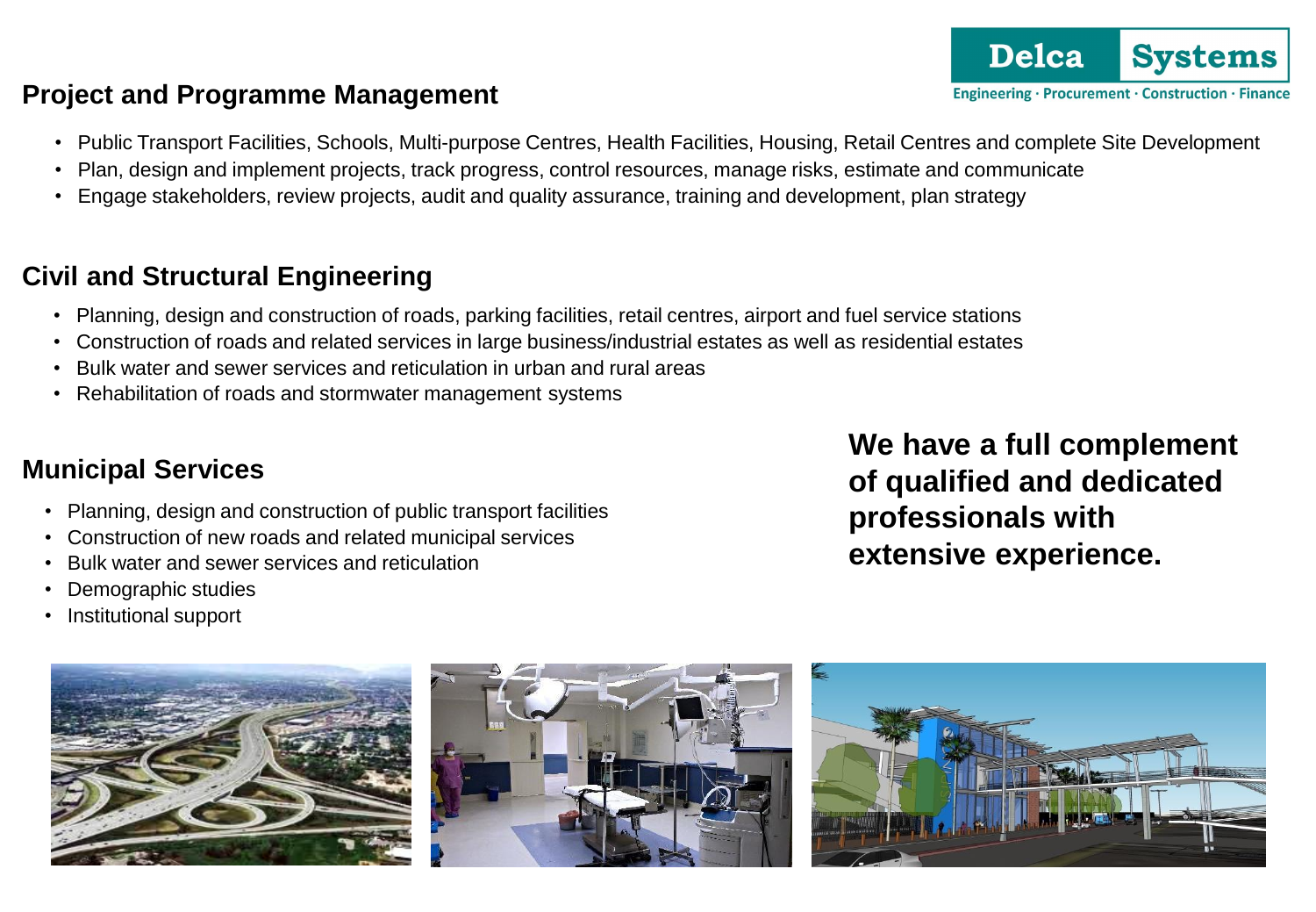## Project and Programme Management

- Public Transport Facilities, Schools, Multi-purpose Centres, Health Facilities, Housing, Retail Centres and complete Site Development
- Plan, design and implement projects, track progress, control resources, manage risks, estimate and communicate
- Engage stakeholders, review projects, audit and quality assurance, training and development, plan strategy

## Civil and Structural Engineering

- Planning, design and construction of roads, parking facilities, retail centres, airport and fuel service stations
- Construction of roads and related services in large business/industrial estates as well as residential estates
- Bulk water and sewer services and reticulation in urban and rural areas
- Rehabilitation of roads and stormwater management systems

## Municipal Services

- Planning, design and construction of public transport facilities
- Construction of new roads and related municipal services
- Bulk water and sewer services and reticulation
- Demographic studies
- Institutional support

**We have a full complement of qualified and dedicated professionals with extensive experience.**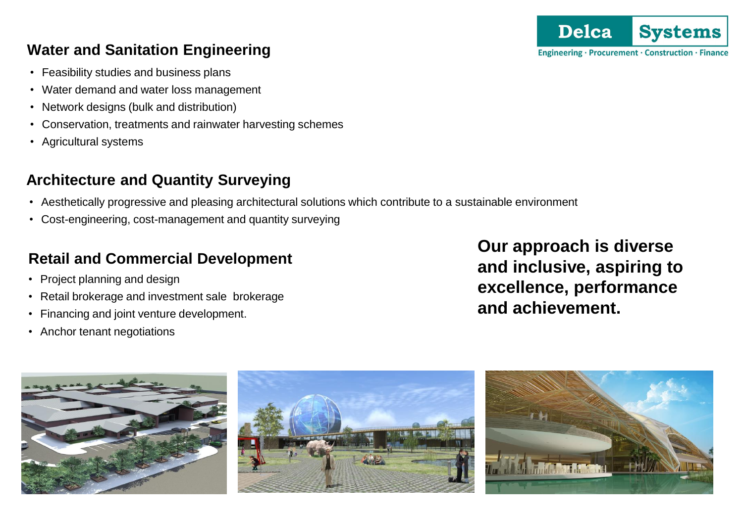## Water and Sanitation Engineering

- Feasibility studies and business plans
- Water demand and water loss management
- Network designs (bulk and distribution)
- Conservation, treatments and rainwater harvesting schemes
- Agricultural systems

## Architecture and Quantity Surveying

- Aesthetically progressive and pleasing architectural solutions which contribute to a sustainable environment
- Cost-engineering, cost-management and quantity surveying

## Retail and Commercial Development

- Project planning and design
- Retail brokerage and investment sale brokerage
- Financing and joint venture development.
- Anchor tenant negotiations

**Our approach is diverse and inclusive, aspiring to excellence, performance and achievement.**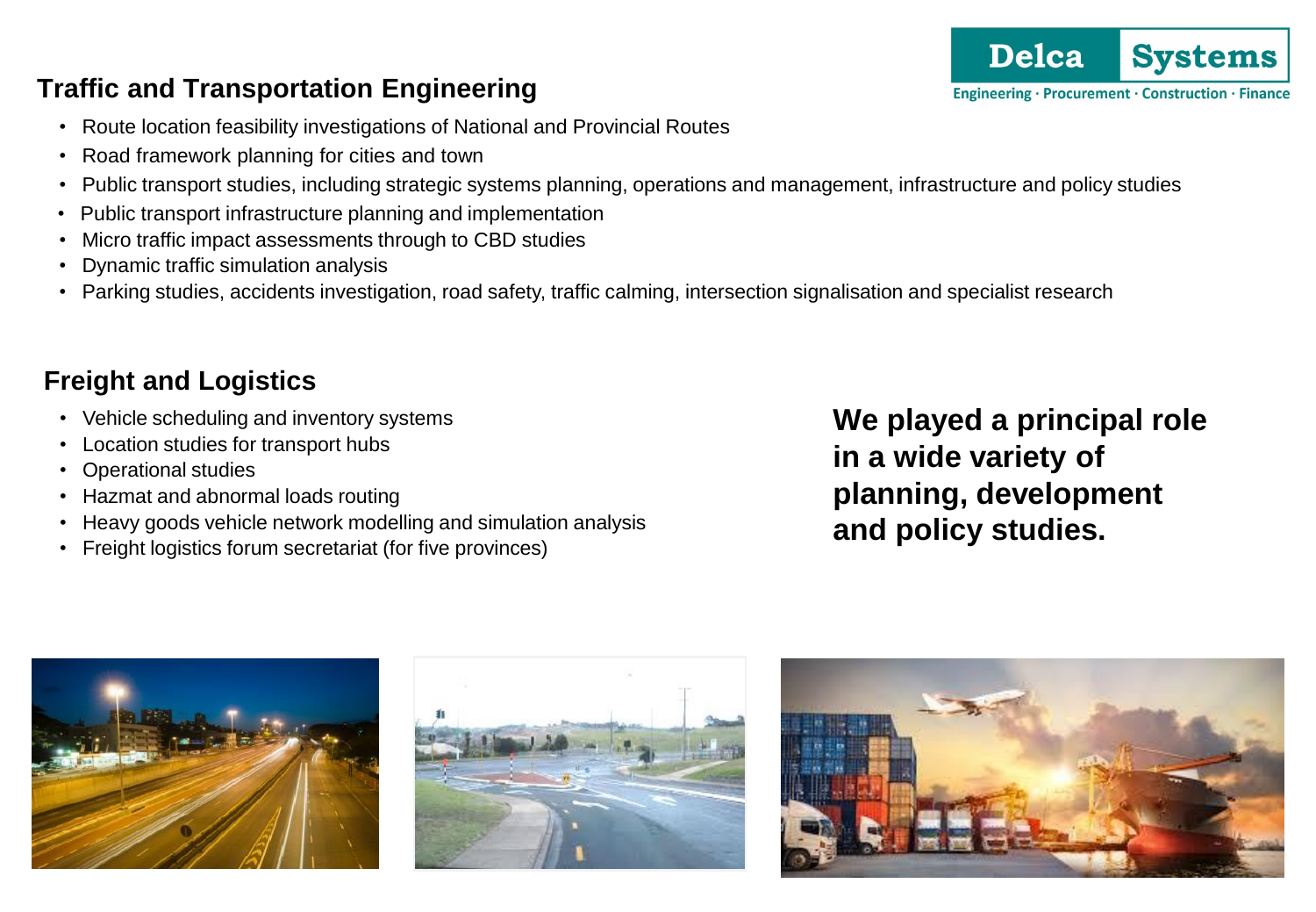## Traffic and Transportation Engineering

- Route location feasibility investigations of National and Provincial Routes
- Road framework planning for cities and town
- Public transport studies, including strategic systems planning, operations and management, infrastructure and policy studies
- Public transport infrastructure planning and implementation
- Micro traffic impact assessments through to CBD studies
- Dynamic traffic simulation analysis
- Parking studies, accidents investigation, road safety, traffic calming, intersection signalisation and specialist research

## Freight and Logistics

- Vehicle scheduling and inventory systems
- Location studies for transport hubs
- Operational studies
- Hazmat and abnormal loads routing
- Heavy goods vehicle network modelling and simulation analysis
- Freight logistics forum secretariat (for five provinces)

**We played a principal role in a wide variety of planning, development and policy studies.**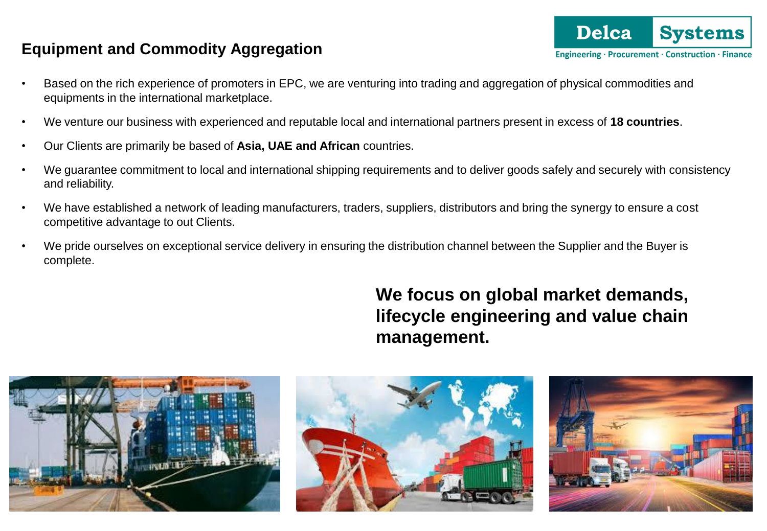## Equipment and Commodity Aggregation

- Based on the rich experience of promoters in EPC, we are venturing into trading and aggregation of physical commodities and equipments in the international marketplace.
- We venture our business with experienced and reputable local and international partners present in excess of **18 countries**.
- Our Clients are primarily be based of **Asia, UAE and African** countries.
- We guarantee commitment to local and international shipping requirements and to deliver goods safely and securely with consistency and reliability.
- We have established a network of leading manufacturers, traders, suppliers, distributors and bring the synergy to ensure a cost competitive advantage to out Clients.
- We pride ourselves on exceptional service delivery in ensuring the distribution channel between the Supplier and the Buyer is complete.

**We focus on global market demands, lifecycle engineering and value chain management.**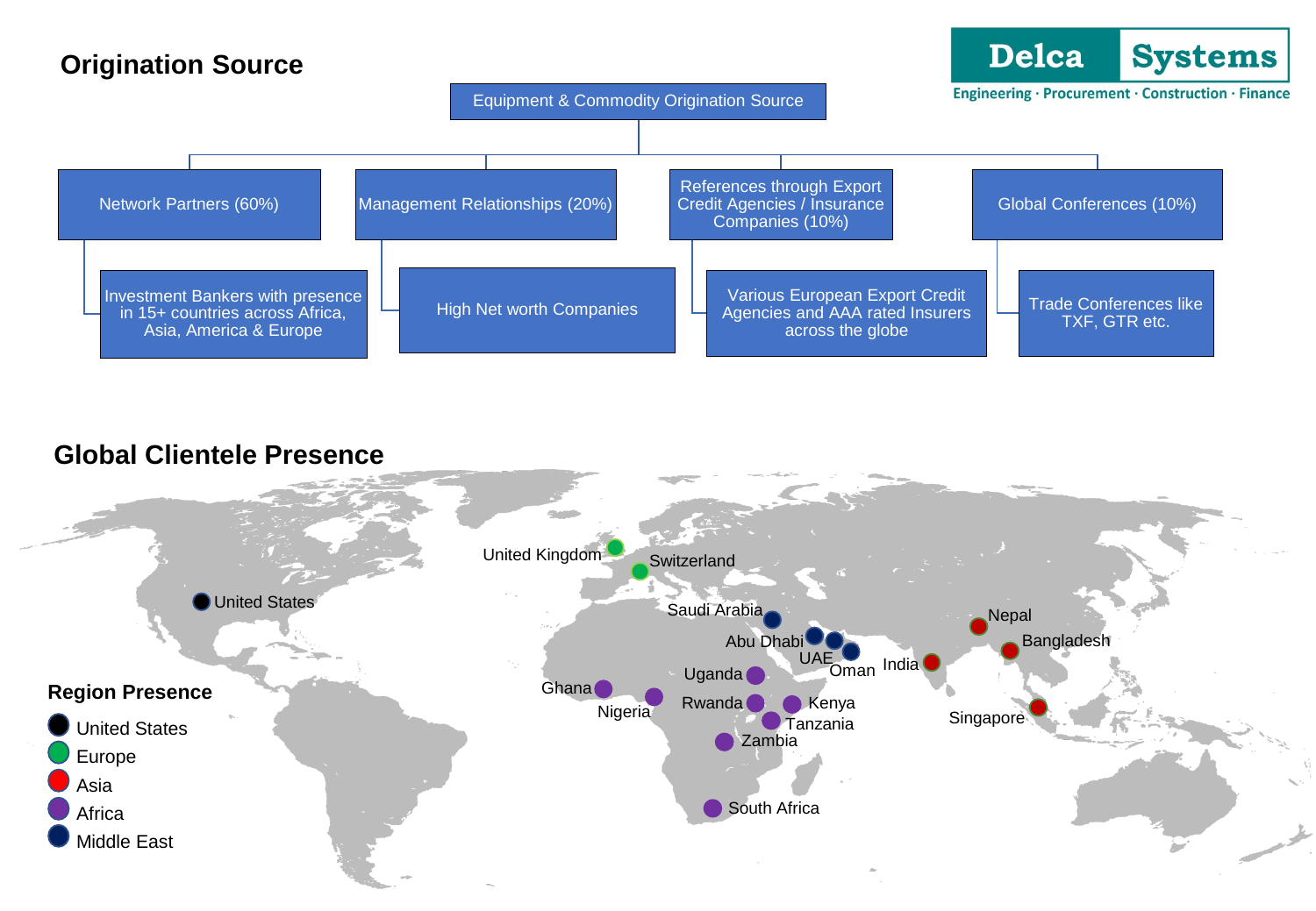Delca Systems

Engineering · Procurement · Construction · Finance

## Origination Source

**Equipment & Commodity Origination Source**

- **Network Partners (60%)**
  - Investment Bankers with presence in 15+ countries across Africa, Asia, America & Europe
- **Management Relationships (20%)**
  - High Net worth Companies
- **References through Export Credit Agencies / Insurance Companies (10%)**
  - Various European Export Credit Agencies and AAA rated Insurers across the globe
- **Global Conferences (10%)**
  - Trade Conferences like TXF, GTR etc.

## Global Clientele Presence

United Kingdom, Switzerland, United States, Saudi Arabia, Abu Dhabi, UAE, Oman, Nepal, Bangladesh, India, Singapore, Ghana, Nigeria, Uganda, Rwanda, Kenya, Tanzania, Zambia, South Africa

**Region Presence**

- United States: United States
- Europe: United Kingdom, Switzerland
- Asia: Nepal, Bangladesh, India, Singapore
- Africa: Ghana, Nigeria, Uganda, Rwanda, Kenya, Tanzania, Zambia, South Africa
- Middle East: Saudi Arabia, Abu Dhabi, UAE, Oman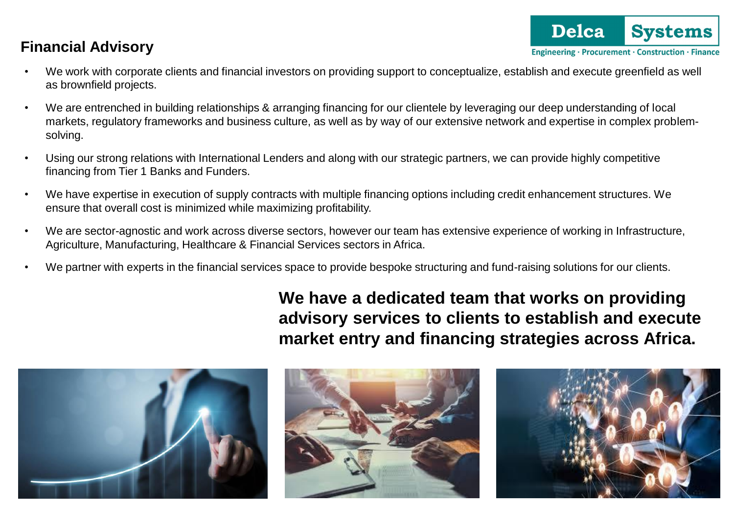## Financial Advisory

- We work with corporate clients and financial investors on providing support to conceptualize, establish and execute greenfield as well as brownfield projects.
- We are entrenched in building relationships & arranging financing for our clientele by leveraging our deep understanding of local markets, regulatory frameworks and business culture, as well as by way of our extensive network and expertise in complex problem-solving.
- Using our strong relations with International Lenders and along with our strategic partners, we can provide highly competitive financing from Tier 1 Banks and Funders.
- We have expertise in execution of supply contracts with multiple financing options including credit enhancement structures. We ensure that overall cost is minimized while maximizing profitability.
- We are sector-agnostic and work across diverse sectors, however our team has extensive experience of working in Infrastructure, Agriculture, Manufacturing, Healthcare & Financial Services sectors in Africa.
- We partner with experts in the financial services space to provide bespoke structuring and fund-raising solutions for our clients.

**We have a dedicated team that works on providing advisory services to clients to establish and execute market entry and financing strategies across Africa.**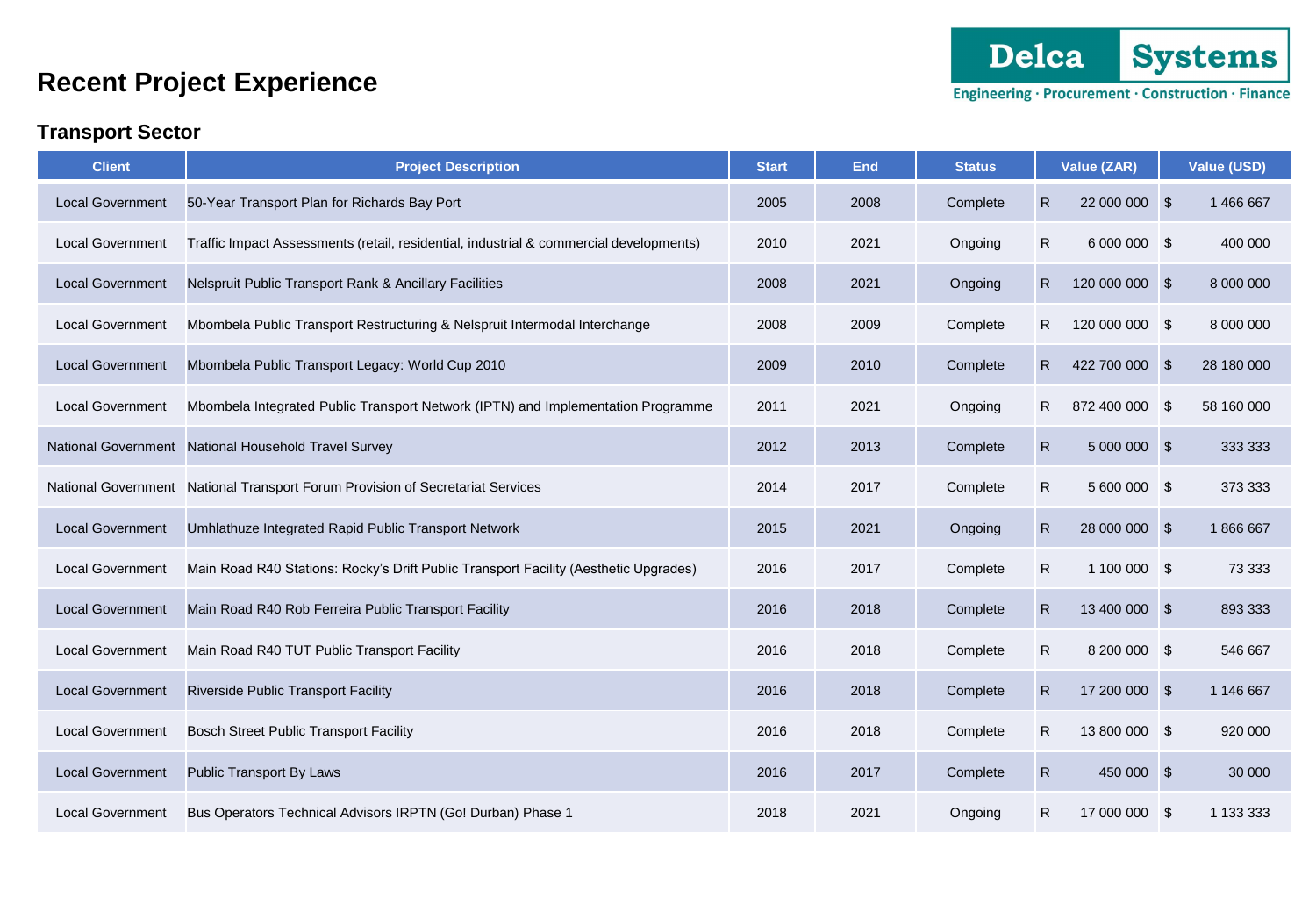# Recent Project Experience

## Transport Sector

| Client | Project Description | Start | End | Status | Value (ZAR) | Value (USD) |
|---|---|---|---|---|---|---|
| Local Government | 50-Year Transport Plan for Richards Bay Port | 2005 | 2008 | Complete | R 22 000 000 | $ 1 466 667 |
| Local Government | Traffic Impact Assessments (retail, residential, industrial & commercial developments) | 2010 | 2021 | Ongoing | R 6 000 000 | $ 400 000 |
| Local Government | Nelspruit Public Transport Rank & Ancillary Facilities | 2008 | 2021 | Ongoing | R 120 000 000 | $ 8 000 000 |
| Local Government | Mbombela Public Transport Restructuring & Nelspruit Intermodal Interchange | 2008 | 2009 | Complete | R 120 000 000 | $ 8 000 000 |
| Local Government | Mbombela Public Transport Legacy: World Cup 2010 | 2009 | 2010 | Complete | R 422 700 000 | $ 28 180 000 |
| Local Government | Mbombela Integrated Public Transport Network (IPTN) and Implementation Programme | 2011 | 2021 | Ongoing | R 872 400 000 | $ 58 160 000 |
| National Government | National Household Travel Survey | 2012 | 2013 | Complete | R 5 000 000 | $ 333 333 |
| National Government | National Transport Forum Provision of Secretariat Services | 2014 | 2017 | Complete | R 5 600 000 | $ 373 333 |
| Local Government | Umhlathuze Integrated Rapid Public Transport Network | 2015 | 2021 | Ongoing | R 28 000 000 | $ 1 866 667 |
| Local Government | Main Road R40 Stations: Rocky's Drift Public Transport Facility (Aesthetic Upgrades) | 2016 | 2017 | Complete | R 1 100 000 | $ 73 333 |
| Local Government | Main Road R40 Rob Ferreira Public Transport Facility | 2016 | 2018 | Complete | R 13 400 000 | $ 893 333 |
| Local Government | Main Road R40 TUT Public Transport Facility | 2016 | 2018 | Complete | R 8 200 000 | $ 546 667 |
| Local Government | Riverside Public Transport Facility | 2016 | 2018 | Complete | R 17 200 000 | $ 1 146 667 |
| Local Government | Bosch Street Public Transport Facility | 2016 | 2018 | Complete | R 13 800 000 | $ 920 000 |
| Local Government | Public Transport By Laws | 2016 | 2017 | Complete | R 450 000 | $ 30 000 |
| Local Government | Bus Operators Technical Advisors IRPTN (Go! Durban) Phase 1 | 2018 | 2021 | Ongoing | R 17 000 000 | $ 1 133 333 |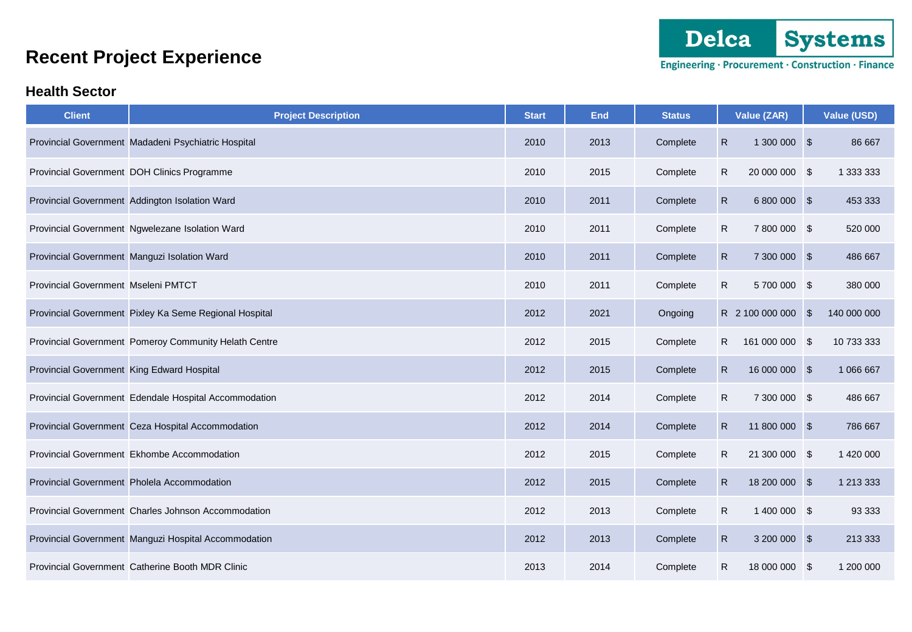# Recent Project Experience

**Delca Systems**
Engineering · Procurement · Construction · Finance

## Health Sector

| Client | Project Description | Start | End | Status | Value (ZAR) | Value (USD) |
|---|---|---|---|---|---|---|
| Provincial Government | Madadeni Psychiatric Hospital | 2010 | 2013 | Complete | R 1 300 000 | $ 86 667 |
| Provincial Government | DOH Clinics Programme | 2010 | 2015 | Complete | R 20 000 000 | $ 1 333 333 |
| Provincial Government | Addington Isolation Ward | 2010 | 2011 | Complete | R 6 800 000 | $ 453 333 |
| Provincial Government | Ngwelezane Isolation Ward | 2010 | 2011 | Complete | R 7 800 000 | $ 520 000 |
| Provincial Government | Manguzi Isolation Ward | 2010 | 2011 | Complete | R 7 300 000 | $ 486 667 |
| Provincial Government | Mseleni PMTCT | 2010 | 2011 | Complete | R 5 700 000 | $ 380 000 |
| Provincial Government | Pixley Ka Seme Regional Hospital | 2012 | 2021 | Ongoing | R 2 100 000 000 | $ 140 000 000 |
| Provincial Government | Pomeroy Community Helath Centre | 2012 | 2015 | Complete | R 161 000 000 | $ 10 733 333 |
| Provincial Government | King Edward Hospital | 2012 | 2015 | Complete | R 16 000 000 | $ 1 066 667 |
| Provincial Government | Edendale Hospital Accommodation | 2012 | 2014 | Complete | R 7 300 000 | $ 486 667 |
| Provincial Government | Ceza Hospital Accommodation | 2012 | 2014 | Complete | R 11 800 000 | $ 786 667 |
| Provincial Government | Ekhombe Accommodation | 2012 | 2015 | Complete | R 21 300 000 | $ 1 420 000 |
| Provincial Government | Pholela Accommodation | 2012 | 2015 | Complete | R 18 200 000 | $ 1 213 333 |
| Provincial Government | Charles Johnson Accommodation | 2012 | 2013 | Complete | R 1 400 000 | $ 93 333 |
| Provincial Government | Manguzi Hospital Accommodation | 2012 | 2013 | Complete | R 3 200 000 | $ 213 333 |
| Provincial Government | Catherine Booth MDR Clinic | 2013 | 2014 | Complete | R 18 000 000 | $ 1 200 000 |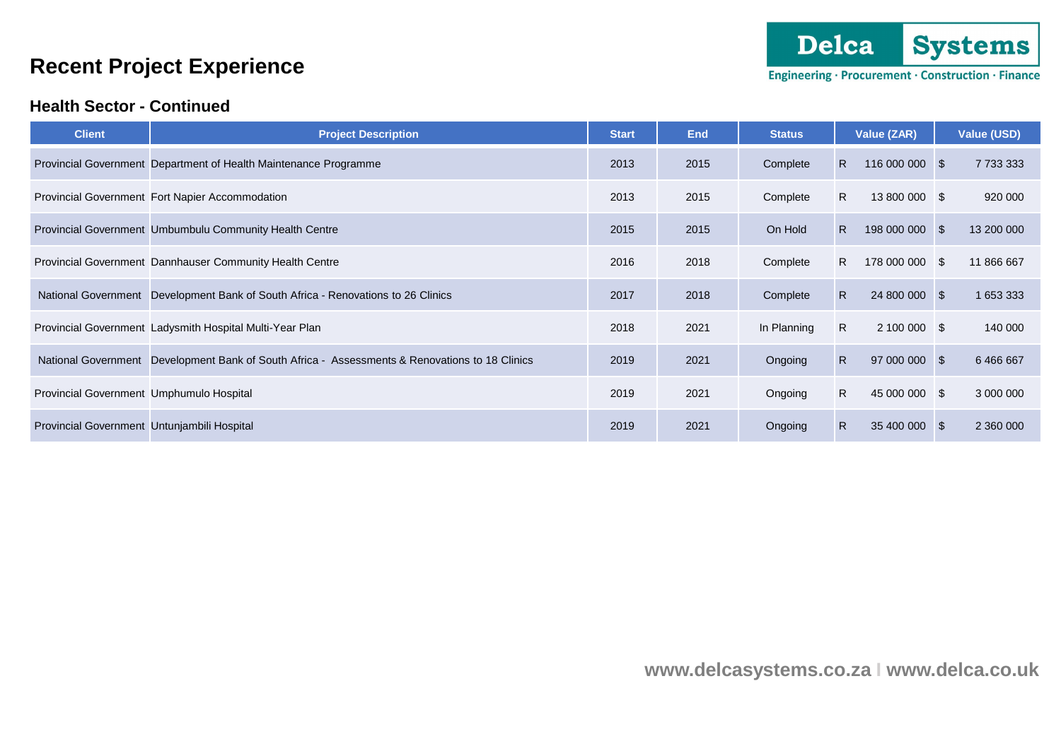# Recent Project Experience

## Health Sector - Continued

| Client | Project Description | Start | End | Status | Value (ZAR) | Value (USD) |
|---|---|---|---|---|---|---|
| Provincial Government | Department of Health Maintenance Programme | 2013 | 2015 | Complete | R 116 000 000 | $ 7 733 333 |
| Provincial Government | Fort Napier Accommodation | 2013 | 2015 | Complete | R 13 800 000 | $ 920 000 |
| Provincial Government | Umbumbulu Community Health Centre | 2015 | 2015 | On Hold | R 198 000 000 | $ 13 200 000 |
| Provincial Government | Dannhauser Community Health Centre | 2016 | 2018 | Complete | R 178 000 000 | $ 11 866 667 |
| National Government | Development Bank of South Africa - Renovations to 26 Clinics | 2017 | 2018 | Complete | R 24 800 000 | $ 1 653 333 |
| Provincial Government | Ladysmith Hospital Multi-Year Plan | 2018 | 2021 | In Planning | R 2 100 000 | $ 140 000 |
| National Government | Development Bank of South Africa - Assessments & Renovations to 18 Clinics | 2019 | 2021 | Ongoing | R 97 000 000 | $ 6 466 667 |
| Provincial Government | Umphumulo Hospital | 2019 | 2021 | Ongoing | R 45 000 000 | $ 3 000 000 |
| Provincial Government | Untunjambili Hospital | 2019 | 2021 | Ongoing | R 35 400 000 | $ 2 360 000 |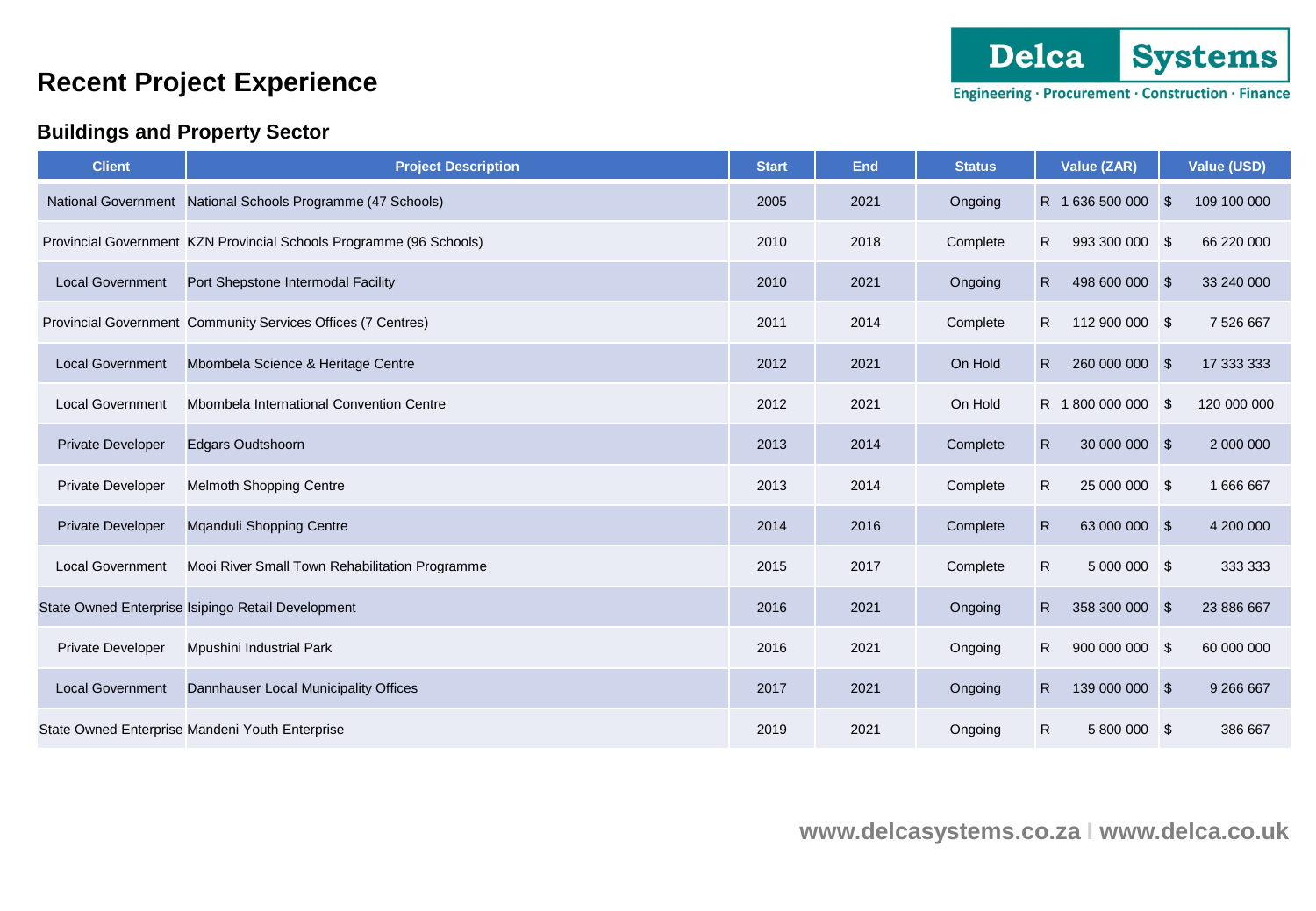# Recent Project Experience

Delca Systems
Engineering · Procurement · Construction · Finance

## Buildings and Property Sector

| Client | Project Description | Start | End | Status | Value (ZAR) | Value (USD) |
|---|---|---|---|---|---|---|
| National Government | National Schools Programme (47 Schools) | 2005 | 2021 | Ongoing | R 1 636 500 000 | $ 109 100 000 |
| Provincial Government | KZN Provincial Schools Programme (96 Schools) | 2010 | 2018 | Complete | R 993 300 000 | $ 66 220 000 |
| Local Government | Port Shepstone Intermodal Facility | 2010 | 2021 | Ongoing | R 498 600 000 | $ 33 240 000 |
| Provincial Government | Community Services Offices (7 Centres) | 2011 | 2014 | Complete | R 112 900 000 | $ 7 526 667 |
| Local Government | Mbombela Science & Heritage Centre | 2012 | 2021 | On Hold | R 260 000 000 | $ 17 333 333 |
| Local Government | Mbombela International Convention Centre | 2012 | 2021 | On Hold | R 1 800 000 000 | $ 120 000 000 |
| Private Developer | Edgars Oudtshoorn | 2013 | 2014 | Complete | R 30 000 000 | $ 2 000 000 |
| Private Developer | Melmoth Shopping Centre | 2013 | 2014 | Complete | R 25 000 000 | $ 1 666 667 |
| Private Developer | Mqanduli Shopping Centre | 2014 | 2016 | Complete | R 63 000 000 | $ 4 200 000 |
| Local Government | Mooi River Small Town Rehabilitation Programme | 2015 | 2017 | Complete | R 5 000 000 | $ 333 333 |
| State Owned Enterprise | Isipingo Retail Development | 2016 | 2021 | Ongoing | R 358 300 000 | $ 23 886 667 |
| Private Developer | Mpushini Industrial Park | 2016 | 2021 | Ongoing | R 900 000 000 | $ 60 000 000 |
| Local Government | Dannhauser Local Municipality Offices | 2017 | 2021 | Ongoing | R 139 000 000 | $ 9 266 667 |
| State Owned Enterprise | Mandeni Youth Enterprise | 2019 | 2021 | Ongoing | R 5 800 000 | $ 386 667 |

www.delcasystems.co.za I www.delca.co.uk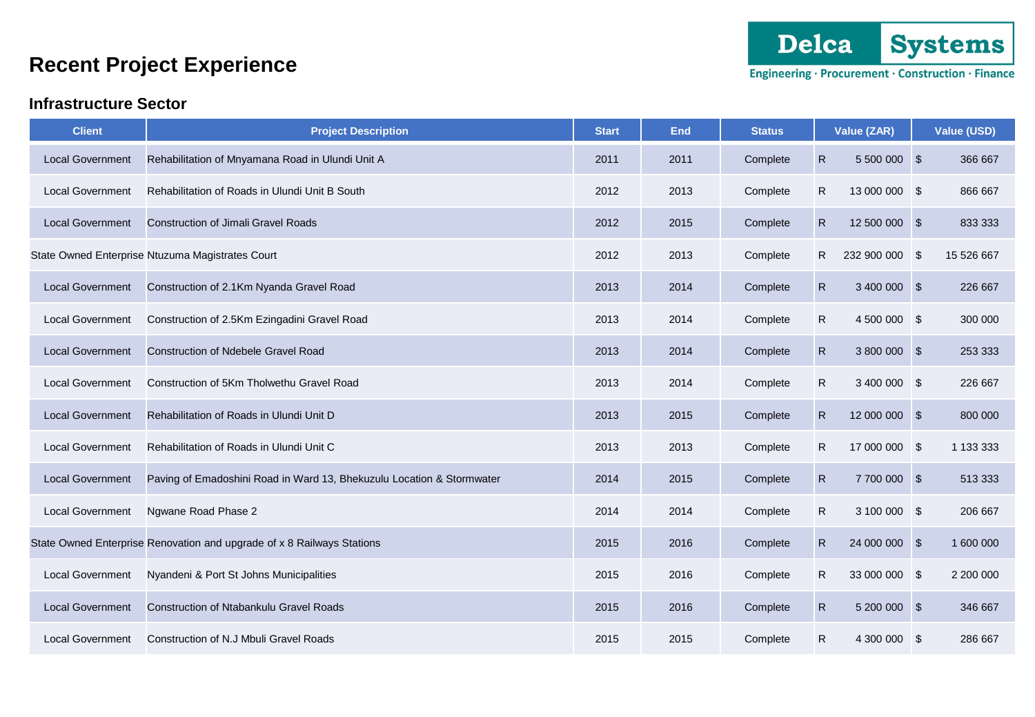# Recent Project Experience

Delca Systems
Engineering · Procurement · Construction · Finance

## Infrastructure Sector

| Client | Project Description | Start | End | Status | Value (ZAR) | | Value (USD) | |
|---|---|---|---|---|---|---|---|---|
| Local Government | Rehabilitation of Mnyamana Road in Ulundi Unit A | 2011 | 2011 | Complete | R | 5 500 000 | $ | 366 667 |
| Local Government | Rehabilitation of Roads in Ulundi Unit B South | 2012 | 2013 | Complete | R | 13 000 000 | $ | 866 667 |
| Local Government | Construction of Jimali Gravel Roads | 2012 | 2015 | Complete | R | 12 500 000 | $ | 833 333 |
| State Owned Enterprise | Ntuzuma Magistrates Court | 2012 | 2013 | Complete | R | 232 900 000 | $ | 15 526 667 |
| Local Government | Construction of 2.1Km Nyanda Gravel Road | 2013 | 2014 | Complete | R | 3 400 000 | $ | 226 667 |
| Local Government | Construction of 2.5Km Ezingadini Gravel Road | 2013 | 2014 | Complete | R | 4 500 000 | $ | 300 000 |
| Local Government | Construction of Ndebele Gravel Road | 2013 | 2014 | Complete | R | 3 800 000 | $ | 253 333 |
| Local Government | Construction of 5Km Tholwethu Gravel Road | 2013 | 2014 | Complete | R | 3 400 000 | $ | 226 667 |
| Local Government | Rehabilitation of Roads in Ulundi Unit D | 2013 | 2015 | Complete | R | 12 000 000 | $ | 800 000 |
| Local Government | Rehabilitation of Roads in Ulundi Unit C | 2013 | 2013 | Complete | R | 17 000 000 | $ | 1 133 333 |
| Local Government | Paving of Emadoshini Road in Ward 13, Bhekuzulu Location & Stormwater | 2014 | 2015 | Complete | R | 7 700 000 | $ | 513 333 |
| Local Government | Ngwane Road Phase 2 | 2014 | 2014 | Complete | R | 3 100 000 | $ | 206 667 |
| State Owned Enterprise | Renovation and upgrade of x 8 Railways Stations | 2015 | 2016 | Complete | R | 24 000 000 | $ | 1 600 000 |
| Local Government | Nyandeni & Port St Johns Municipalities | 2015 | 2016 | Complete | R | 33 000 000 | $ | 2 200 000 |
| Local Government | Construction of Ntabankulu Gravel Roads | 2015 | 2016 | Complete | R | 5 200 000 | $ | 346 667 |
| Local Government | Construction of N.J Mbuli Gravel Roads | 2015 | 2015 | Complete | R | 4 300 000 | $ | 286 667 |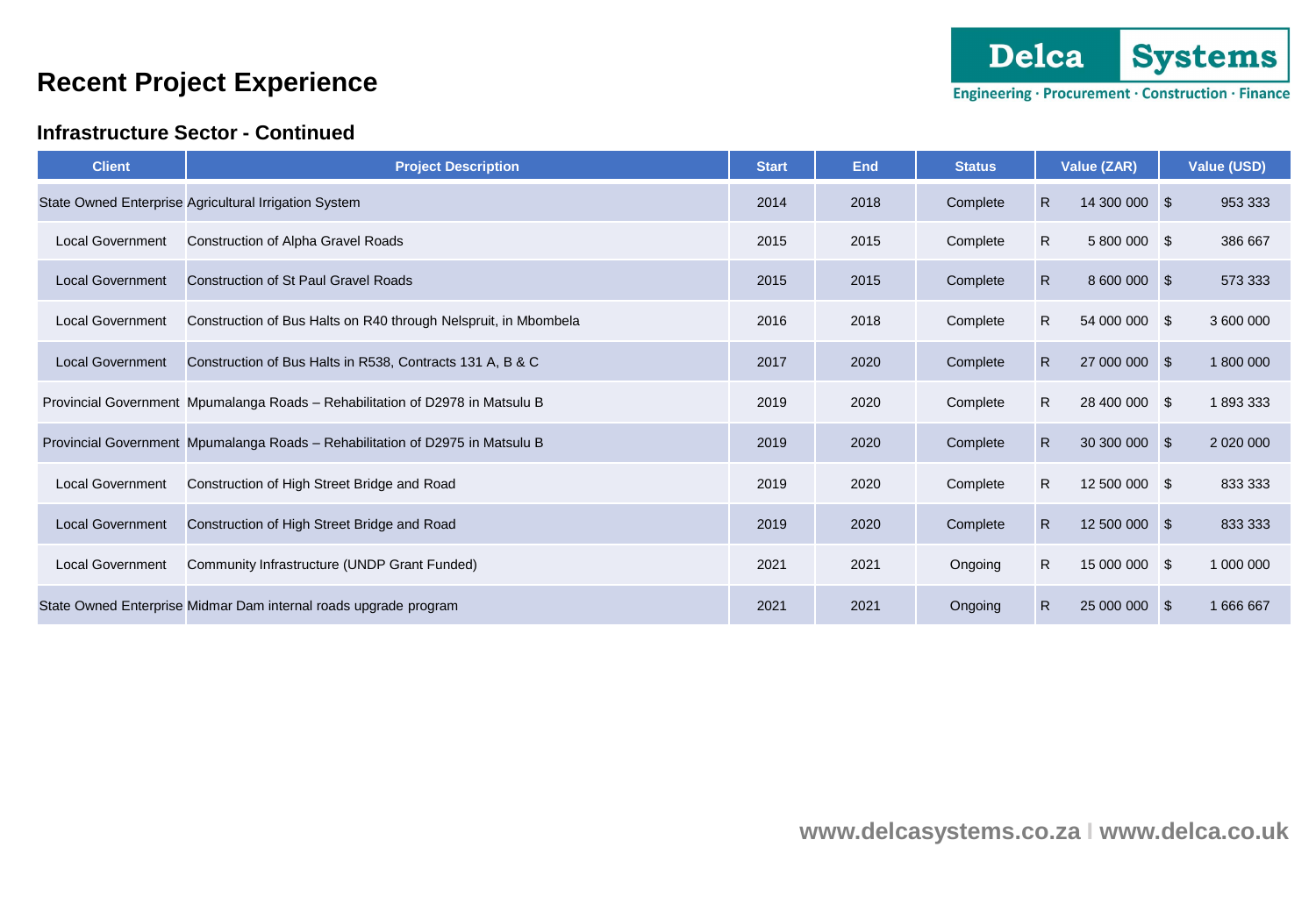# Recent Project Experience

Delca Systems
Engineering · Procurement · Construction · Finance

## Infrastructure Sector - Continued

| Client | Project Description | Start | End | Status | Value (ZAR) | | Value (USD) | |
|---|---|---|---|---|---|---|---|---|
| State Owned Enterprise | Agricultural Irrigation System | 2014 | 2018 | Complete | R | 14 300 000 | $ | 953 333 |
| Local Government | Construction of Alpha Gravel Roads | 2015 | 2015 | Complete | R | 5 800 000 | $ | 386 667 |
| Local Government | Construction of St Paul Gravel Roads | 2015 | 2015 | Complete | R | 8 600 000 | $ | 573 333 |
| Local Government | Construction of Bus Halts on R40 through Nelspruit, in Mbombela | 2016 | 2018 | Complete | R | 54 000 000 | $ | 3 600 000 |
| Local Government | Construction of Bus Halts in R538, Contracts 131 A, B & C | 2017 | 2020 | Complete | R | 27 000 000 | $ | 1 800 000 |
| Provincial Government | Mpumalanga Roads – Rehabilitation of D2978 in Matsulu B | 2019 | 2020 | Complete | R | 28 400 000 | $ | 1 893 333 |
| Provincial Government | Mpumalanga Roads – Rehabilitation of D2975 in Matsulu B | 2019 | 2020 | Complete | R | 30 300 000 | $ | 2 020 000 |
| Local Government | Construction of High Street Bridge and Road | 2019 | 2020 | Complete | R | 12 500 000 | $ | 833 333 |
| Local Government | Construction of High Street Bridge and Road | 2019 | 2020 | Complete | R | 12 500 000 | $ | 833 333 |
| Local Government | Community Infrastructure (UNDP Grant Funded) | 2021 | 2021 | Ongoing | R | 15 000 000 | $ | 1 000 000 |
| State Owned Enterprise | Midmar Dam internal roads upgrade program | 2021 | 2021 | Ongoing | R | 25 000 000 | $ | 1 666 667 |

www.delcasystems.co.za I www.delca.co.uk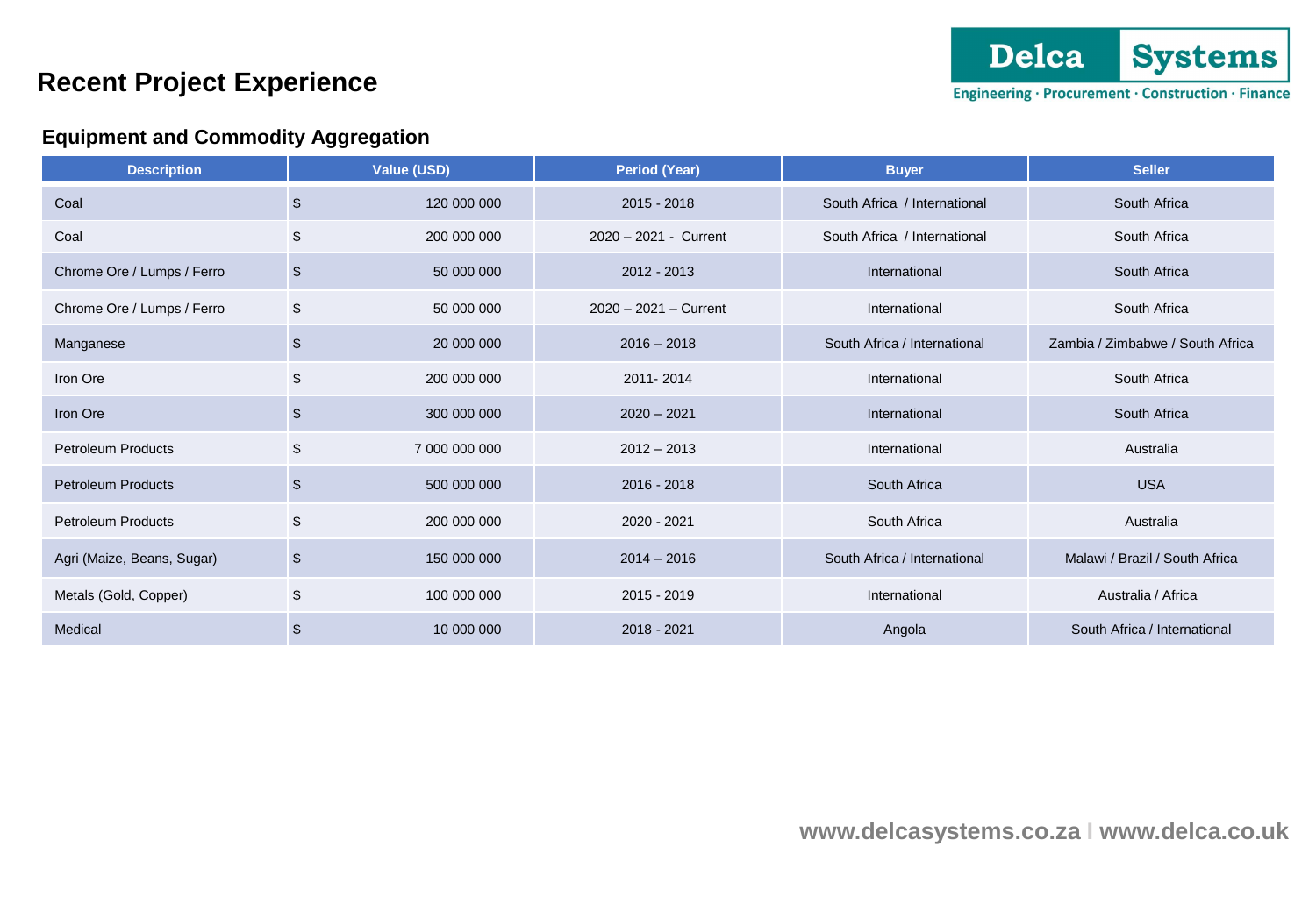# Recent Project Experience

## Equipment and Commodity Aggregation

| Description | Value (USD) | Period (Year) | Buyer | Seller |
|---|---|---|---|---|
| Coal | $ 120 000 000 | 2015 - 2018 | South Africa / International | South Africa |
| Coal | $ 200 000 000 | 2020 – 2021 - Current | South Africa / International | South Africa |
| Chrome Ore / Lumps / Ferro | $ 50 000 000 | 2012 - 2013 | International | South Africa |
| Chrome Ore / Lumps / Ferro | $ 50 000 000 | 2020 – 2021 – Current | International | South Africa |
| Manganese | $ 20 000 000 | 2016 – 2018 | South Africa / International | Zambia / Zimbabwe / South Africa |
| Iron Ore | $ 200 000 000 | 2011- 2014 | International | South Africa |
| Iron Ore | $ 300 000 000 | 2020 – 2021 | International | South Africa |
| Petroleum Products | $ 7 000 000 000 | 2012 – 2013 | International | Australia |
| Petroleum Products | $ 500 000 000 | 2016 - 2018 | South Africa | USA |
| Petroleum Products | $ 200 000 000 | 2020 - 2021 | South Africa | Australia |
| Agri (Maize, Beans, Sugar) | $ 150 000 000 | 2014 – 2016 | South Africa / International | Malawi / Brazil / South Africa |
| Metals (Gold, Copper) | $ 100 000 000 | 2015 - 2019 | International | Australia / Africa |
| Medical | $ 10 000 000 | 2018 - 2021 | Angola | South Africa / International |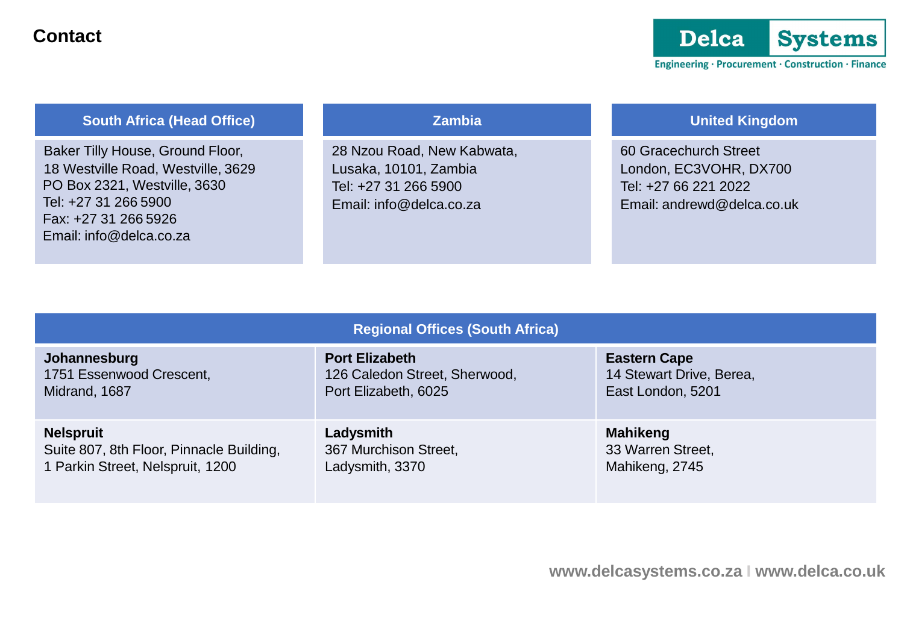# Contact

Delca Systems

Engineering · Procurement · Construction · Finance

| South Africa (Head Office) | Zambia | United Kingdom |
|---|---|---|
| Baker Tilly House, Ground Floor,<br>18 Westville Road, Westville, 3629<br>PO Box 2321, Westville, 3630<br>Tel: +27 31 266 5900<br>Fax: +27 31 266 5926<br>Email: info@delca.co.za | 28 Nzou Road, New Kabwata,<br>Lusaka, 10101, Zambia<br>Tel: +27 31 266 5900<br>Email: info@delca.co.za | 60 Gracechurch Street<br>London, EC3VOHR, DX700<br>Tel: +27 66 221 2022<br>Email: andrewd@delca.co.uk |

| Regional Offices (South Africa) | | |
|---|---|---|
| **Johannesburg**<br>1751 Essenwood Crescent,<br>Midrand, 1687 | **Port Elizabeth**<br>126 Caledon Street, Sherwood,<br>Port Elizabeth, 6025 | **Eastern Cape**<br>14 Stewart Drive, Berea,<br>East London, 5201 |
| **Nelspruit**<br>Suite 807, 8th Floor, Pinnacle Building,<br>1 Parkin Street, Nelspruit, 1200 | **Ladysmith**<br>367 Murchison Street,<br>Ladysmith, 3370 | **Mahikeng**<br>33 Warren Street,<br>Mahikeng, 2745 |

www.delcasystems.co.za I www.delca.co.uk